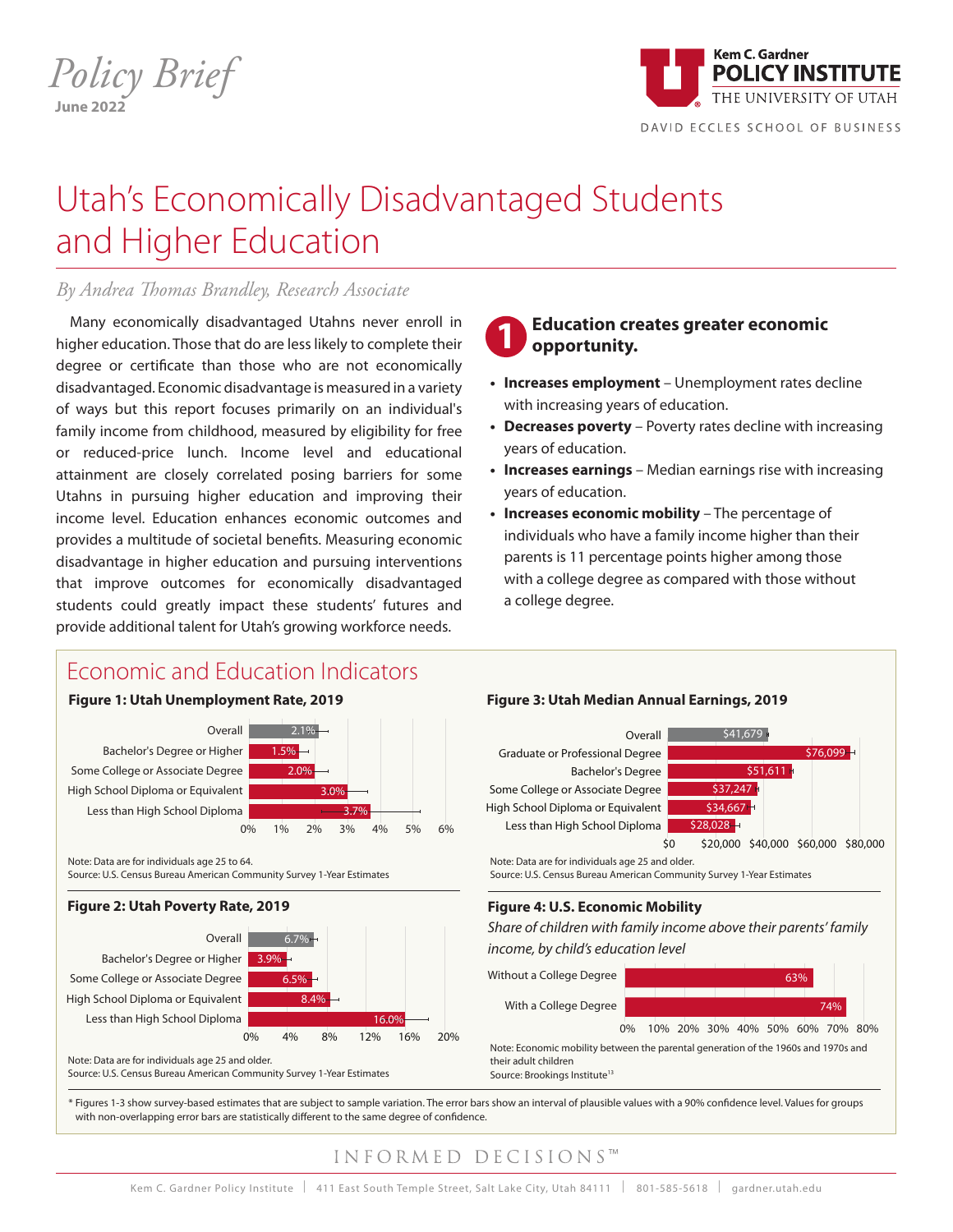*Policy Brief*
June 2022

Kem C. Gardner
POLICY INSTITUTE
THE UNIVERSITY OF UTAH
DAVID ECCLES SCHOOL OF BUSINESS

# Utah's Economically Disadvantaged Students and Higher Education

*By Andrea Thomas Brandley, Research Associate*

Many economically disadvantaged Utahns never enroll in higher education. Those that do are less likely to complete their degree or certificate than those who are not economically disadvantaged. Economic disadvantage is measured in a variety of ways but this report focuses primarily on an individual's family income from childhood, measured by eligibility for free or reduced-price lunch. Income level and educational attainment are closely correlated posing barriers for some Utahns in pursuing higher education and improving their income level. Education enhances economic outcomes and provides a multitude of societal benefits. Measuring economic disadvantage in higher education and pursuing interventions that improve outcomes for economically disadvantaged students could greatly impact these students' futures and provide additional talent for Utah's growing workforce needs.

## 1 Education creates greater economic opportunity.

- **Increases employment** – Unemployment rates decline with increasing years of education.
- **Decreases poverty** – Poverty rates decline with increasing years of education.
- **Increases earnings** – Median earnings rise with increasing years of education.
- **Increases economic mobility** – The percentage of individuals who have a family income higher than their parents is 11 percentage points higher among those with a college degree as compared with those without a college degree.

## Economic and Education Indicators

**Figure 1: Utah Unemployment Rate, 2019**

| Education Level | Unemployment Rate |
|---|---|
| Overall | 2.1% |
| Bachelor's Degree or Higher | 1.5% |
| Some College or Associate Degree | 2.0% |
| High School Diploma or Equivalent | 3.0% |
| Less than High School Diploma | 3.7% |

Note: Data are for individuals age 25 to 64.
Source: U.S. Census Bureau American Community Survey 1-Year Estimates

**Figure 2: Utah Poverty Rate, 2019**

| Education Level | Poverty Rate |
|---|---|
| Overall | 6.7% |
| Bachelor's Degree or Higher | 3.9% |
| Some College or Associate Degree | 6.5% |
| High School Diploma or Equivalent | 8.4% |
| Less than High School Diploma | 16.0% |

Note: Data are for individuals age 25 and older.
Source: U.S. Census Bureau American Community Survey 1-Year Estimates

**Figure 3: Utah Median Annual Earnings, 2019**

| Education Level | Median Annual Earnings |
|---|---|
| Overall | $41,679 |
| Graduate or Professional Degree | $76,099 |
| Bachelor's Degree | $51,611 |
| Some College or Associate Degree | $37,247 |
| High School Diploma or Equivalent | $34,667 |
| Less than High School Diploma | $28,028 |

Note: Data are for individuals age 25 and older.
Source: U.S. Census Bureau American Community Survey 1-Year Estimates

**Figure 4: U.S. Economic Mobility**

*Share of children with family income above their parents' family income, by child's education level*

| Education Level | Share |
|---|---|
| Without a College Degree | 63% |
| With a College Degree | 74% |

Note: Economic mobility between the parental generation of the 1960s and 1970s and their adult children
Source: Brookings Institute[13]

\* Figures 1-3 show survey-based estimates that are subject to sample variation. The error bars show an interval of plausible values with a 90% confidence level. Values for groups with non-overlapping error bars are statistically different to the same degree of confidence.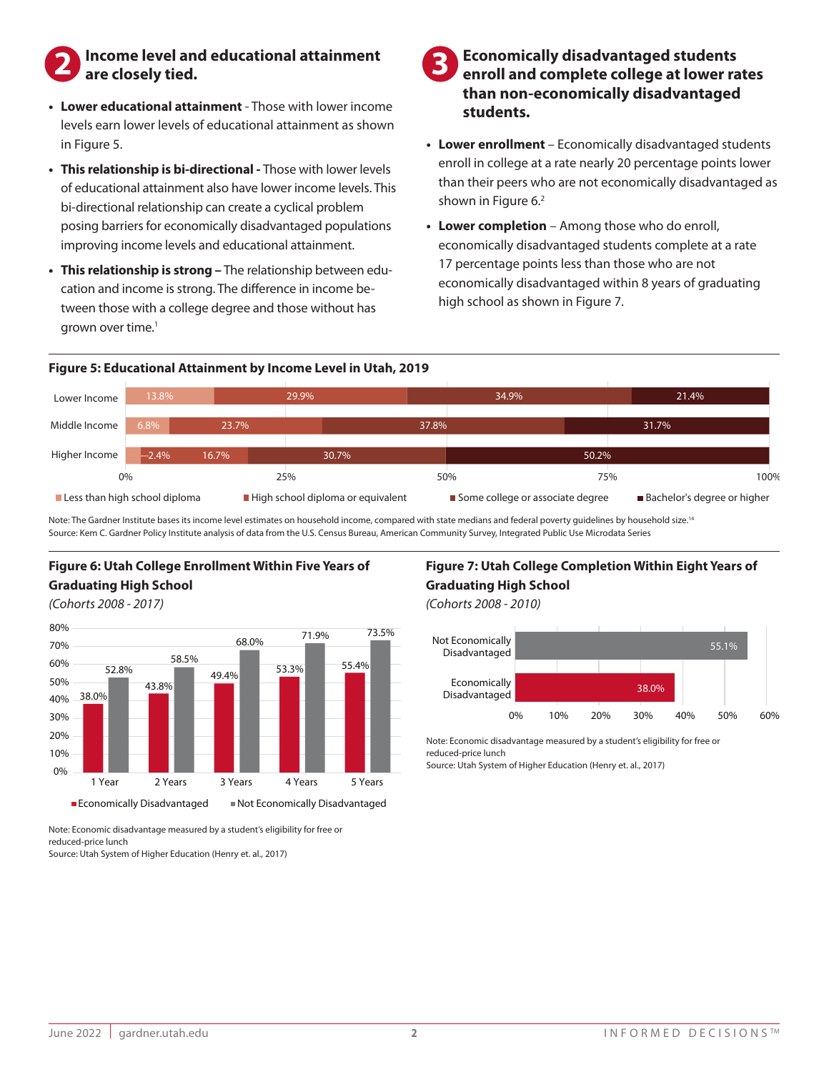## 2 Income level and educational attainment are closely tied.

- **Lower educational attainment** - Those with lower income levels earn lower levels of educational attainment as shown in Figure 5.
- **This relationship is bi-directional -** Those with lower levels of educational attainment also have lower income levels. This bi-directional relationship can create a cyclical problem posing barriers for economically disadvantaged populations improving income levels and educational attainment.
- **This relationship is strong –** The relationship between education and income is strong. The difference in income between those with a college degree and those without has grown over time.[1]

## 3 Economically disadvantaged students enroll and complete college at lower rates than non-economically disadvantaged students.

- **Lower enrollment** – Economically disadvantaged students enroll in college at a rate nearly 20 percentage points lower than their peers who are not economically disadvantaged as shown in Figure 6.[2]
- **Lower completion** – Among those who do enroll, economically disadvantaged students complete at a rate 17 percentage points less than those who are not economically disadvantaged within 8 years of graduating high school as shown in Figure 7.

**Figure 5: Educational Attainment by Income Level in Utah, 2019**

| | Less than high school diploma | High school diploma or equivalent | Some college or associate degree | Bachelor's degree or higher |
|---|---|---|---|---|
| Lower Income | 13.8% | 29.9% | 34.9% | 21.4% |
| Middle Income | 6.8% | 23.7% | 37.8% | 31.7% |
| Higher Income | 2.4% | 16.7% | 30.7% | 50.2% |

Note: The Gardner Institute bases its income level estimates on household income, compared with state medians and federal poverty guidelines by household size.[14]
Source: Kem C. Gardner Policy Institute analysis of data from the U.S. Census Bureau, American Community Survey, Integrated Public Use Microdata Series

**Figure 6: Utah College Enrollment Within Five Years of Graduating High School**

*(Cohorts 2008 - 2017)*

| | Economically Disadvantaged | Not Economically Disadvantaged |
|---|---|---|
| 1 Year | 38.0% | 52.8% |
| 2 Years | 43.8% | 58.5% |
| 3 Years | 49.4% | 68.0% |
| 4 Years | 53.3% | 71.9% |
| 5 Years | 55.4% | 73.5% |

Note: Economic disadvantage measured by a student's eligibility for free or reduced-price lunch
Source: Utah System of Higher Education (Henry et. al., 2017)

**Figure 7: Utah College Completion Within Eight Years of Graduating High School**

*(Cohorts 2008 - 2010)*

| | Completion |
|---|---|
| Not Economically Disadvantaged | 55.1% |
| Economically Disadvantaged | 38.0% |

Note: Economic disadvantage measured by a student's eligibility for free or reduced-price lunch
Source: Utah System of Higher Education (Henry et. al., 2017)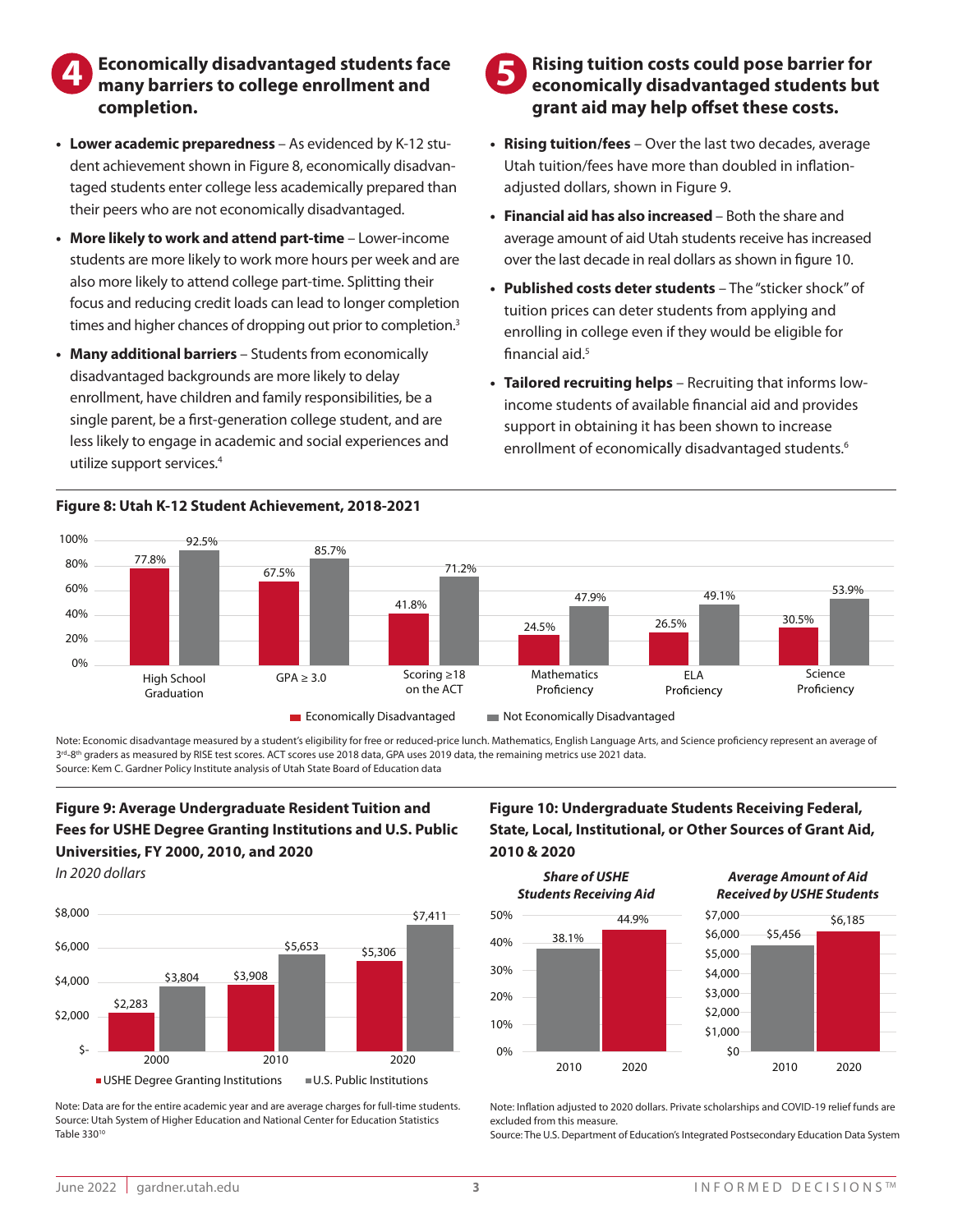## 4 Economically disadvantaged students face many barriers to college enrollment and completion.

- **Lower academic preparedness** – As evidenced by K-12 student achievement shown in Figure 8, economically disadvantaged students enter college less academically prepared than their peers who are not economically disadvantaged.
- **More likely to work and attend part-time** – Lower-income students are more likely to work more hours per week and are also more likely to attend college part-time. Splitting their focus and reducing credit loads can lead to longer completion times and higher chances of dropping out prior to completion.[3]
- **Many additional barriers** – Students from economically disadvantaged backgrounds are more likely to delay enrollment, have children and family responsibilities, be a single parent, be a first-generation college student, and are less likely to engage in academic and social experiences and utilize support services.[4]

## 5 Rising tuition costs could pose barrier for economically disadvantaged students but grant aid may help offset these costs.

- **Rising tuition/fees** – Over the last two decades, average Utah tuition/fees have more than doubled in inflation-adjusted dollars, shown in Figure 9.
- **Financial aid has also increased** – Both the share and average amount of aid Utah students receive has increased over the last decade in real dollars as shown in figure 10.
- **Published costs deter students** – The "sticker shock" of tuition prices can deter students from applying and enrolling in college even if they would be eligible for financial aid.[5]
- **Tailored recruiting helps** – Recruiting that informs low-income students of available financial aid and provides support in obtaining it has been shown to increase enrollment of economically disadvantaged students.[6]

**Figure 8: Utah K-12 Student Achievement, 2018-2021**

| | Economically Disadvantaged | Not Economically Disadvantaged |
|---|---|---|
| High School Graduation | 77.8% | 92.5% |
| GPA ≥ 3.0 | 67.5% | 85.7% |
| Scoring ≥18 on the ACT | 41.8% | 71.2% |
| Mathematics Proficiency | 24.5% | 47.9% |
| ELA Proficiency | 26.5% | 49.1% |
| Science Proficiency | 30.5% | 53.9% |

Note: Economic disadvantage measured by a student's eligibility for free or reduced-price lunch. Mathematics, English Language Arts, and Science proficiency represent an average of 3rd-8th graders as measured by RISE test scores. ACT scores use 2018 data, GPA uses 2019 data, the remaining metrics use 2021 data.
Source: Kem C. Gardner Policy Institute analysis of Utah State Board of Education data

**Figure 9: Average Undergraduate Resident Tuition and Fees for USHE Degree Granting Institutions and U.S. Public Universities, FY 2000, 2010, and 2020**
*In 2020 dollars*

| | USHE Degree Granting Institutions | U.S. Public Institutions |
|---|---|---|
| 2000 | $2,283 | $3,804 |
| 2010 | $3,908 | $5,653 |
| 2020 | $5,306 | $7,411 |

Note: Data are for the entire academic year and are average charges for full-time students.
Source: Utah System of Higher Education and National Center for Education Statistics Table 330[10]

**Figure 10: Undergraduate Students Receiving Federal, State, Local, Institutional, or Other Sources of Grant Aid, 2010 & 2020**

| | *Share of USHE Students Receiving Aid* | *Average Amount of Aid Received by USHE Students* |
|---|---|---|
| 2010 | 38.1% | $5,456 |
| 2020 | 44.9% | $6,185 |

Note: Inflation adjusted to 2020 dollars. Private scholarships and COVID-19 relief funds are excluded from this measure.
Source: The U.S. Department of Education's Integrated Postsecondary Education Data System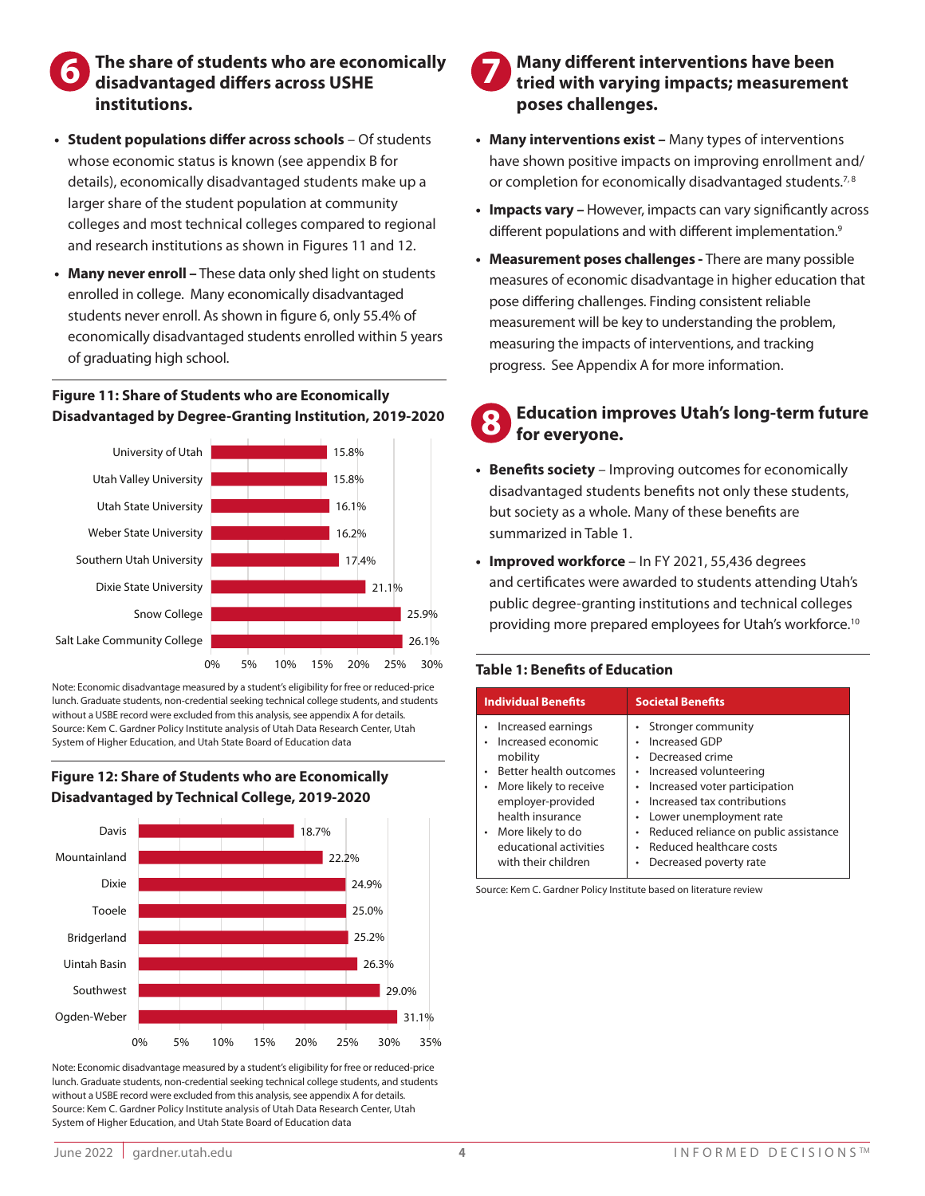## 6 The share of students who are economically disadvantaged differs across USHE institutions.

- **Student populations differ across schools** – Of students whose economic status is known (see appendix B for details), economically disadvantaged students make up a larger share of the student population at community colleges and most technical colleges compared to regional and research institutions as shown in Figures 11 and 12.
- **Many never enroll –** These data only shed light on students enrolled in college. Many economically disadvantaged students never enroll. As shown in figure 6, only 55.4% of economically disadvantaged students enrolled within 5 years of graduating high school.

**Figure 11: Share of Students who are Economically Disadvantaged by Degree-Granting Institution, 2019-2020**

| Institution | Share |
|---|---|
| University of Utah | 15.8% |
| Utah Valley University | 15.8% |
| Utah State University | 16.1% |
| Weber State University | 16.2% |
| Southern Utah University | 17.4% |
| Dixie State University | 21.1% |
| Snow College | 25.9% |
| Salt Lake Community College | 26.1% |

Note: Economic disadvantage measured by a student's eligibility for free or reduced-price lunch. Graduate students, non-credential seeking technical college students, and students without a USBE record were excluded from this analysis, see appendix A for details.
Source: Kem C. Gardner Policy Institute analysis of Utah Data Research Center, Utah System of Higher Education, and Utah State Board of Education data

**Figure 12: Share of Students who are Economically Disadvantaged by Technical College, 2019-2020**

| Technical College | Share |
|---|---|
| Davis | 18.7% |
| Mountainland | 22.2% |
| Dixie | 24.9% |
| Tooele | 25.0% |
| Bridgerland | 25.2% |
| Uintah Basin | 26.3% |
| Southwest | 29.0% |
| Ogden-Weber | 31.1% |

Note: Economic disadvantage measured by a student's eligibility for free or reduced-price lunch. Graduate students, non-credential seeking technical college students, and students without a USBE record were excluded from this analysis, see appendix A for details.
Source: Kem C. Gardner Policy Institute analysis of Utah Data Research Center, Utah System of Higher Education, and Utah State Board of Education data

## 7 Many different interventions have been tried with varying impacts; measurement poses challenges.

- **Many interventions exist –** Many types of interventions have shown positive impacts on improving enrollment and/or completion for economically disadvantaged students.[7, 8]
- **Impacts vary –** However, impacts can vary significantly across different populations and with different implementation.[9]
- **Measurement poses challenges -** There are many possible measures of economic disadvantage in higher education that pose differing challenges. Finding consistent reliable measurement will be key to understanding the problem, measuring the impacts of interventions, and tracking progress. See Appendix A for more information.

## 8 Education improves Utah's long-term future for everyone.

- **Benefits society** – Improving outcomes for economically disadvantaged students benefits not only these students, but society as a whole. Many of these benefits are summarized in Table 1.
- **Improved workforce** – In FY 2021, 55,436 degrees and certificates were awarded to students attending Utah's public degree-granting institutions and technical colleges providing more prepared employees for Utah's workforce.[10]

**Table 1: Benefits of Education**

| Individual Benefits | Societal Benefits |
|---|---|
| • Increased earnings<br>• Increased economic mobility<br>• Better health outcomes<br>• More likely to receive employer-provided health insurance<br>• More likely to do educational activities with their children | • Stronger community<br>• Increased GDP<br>• Decreased crime<br>• Increased volunteering<br>• Increased voter participation<br>• Increased tax contributions<br>• Lower unemployment rate<br>• Reduced reliance on public assistance<br>• Reduced healthcare costs<br>• Decreased poverty rate |

Source: Kem C. Gardner Policy Institute based on literature review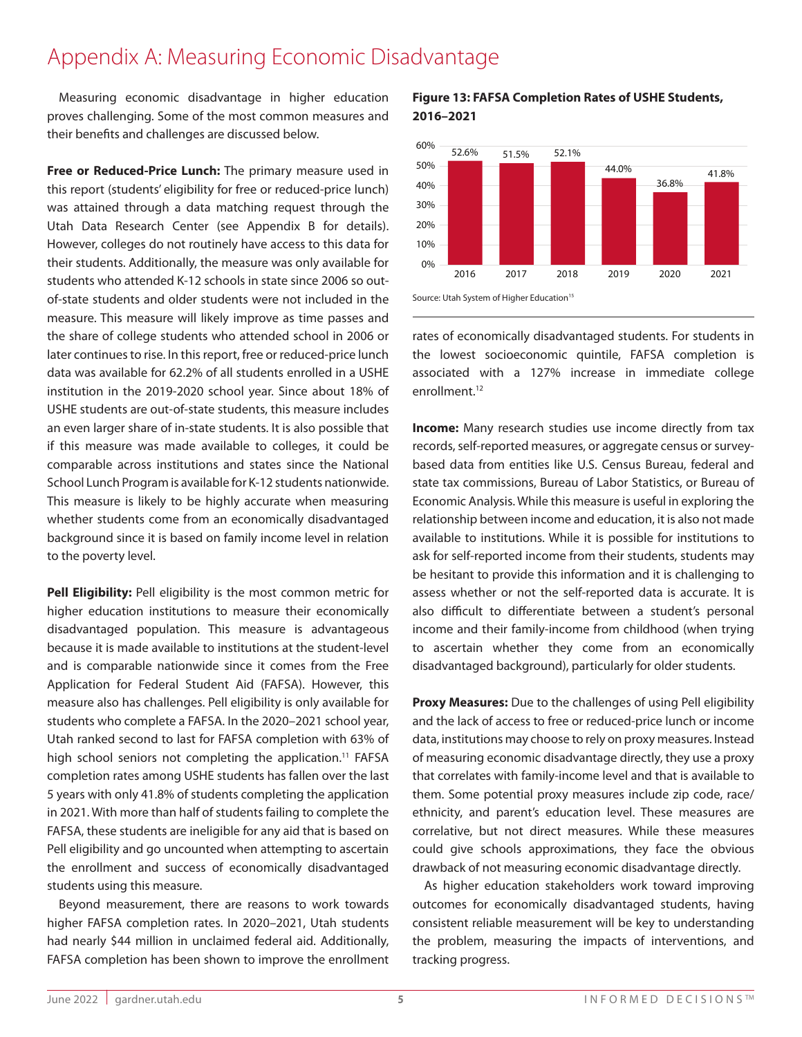# Appendix A: Measuring Economic Disadvantage

Measuring economic disadvantage in higher education proves challenging. Some of the most common measures and their benefits and challenges are discussed below.

**Free or Reduced-Price Lunch:** The primary measure used in this report (students' eligibility for free or reduced-price lunch) was attained through a data matching request through the Utah Data Research Center (see Appendix B for details). However, colleges do not routinely have access to this data for their students. Additionally, the measure was only available for students who attended K-12 schools in state since 2006 so out-of-state students and older students were not included in the measure. This measure will likely improve as time passes and the share of college students who attended school in 2006 or later continues to rise. In this report, free or reduced-price lunch data was available for 62.2% of all students enrolled in a USHE institution in the 2019-2020 school year. Since about 18% of USHE students are out-of-state students, this measure includes an even larger share of in-state students. It is also possible that if this measure was made available to colleges, it could be comparable across institutions and states since the National School Lunch Program is available for K-12 students nationwide. This measure is likely to be highly accurate when measuring whether students come from an economically disadvantaged background since it is based on family income level in relation to the poverty level.

**Pell Eligibility:** Pell eligibility is the most common metric for higher education institutions to measure their economically disadvantaged population. This measure is advantageous because it is made available to institutions at the student-level and is comparable nationwide since it comes from the Free Application for Federal Student Aid (FAFSA). However, this measure also has challenges. Pell eligibility is only available for students who complete a FAFSA. In the 2020–2021 school year, Utah ranked second to last for FAFSA completion with 63% of high school seniors not completing the application.[11] FAFSA completion rates among USHE students has fallen over the last 5 years with only 41.8% of students completing the application in 2021. With more than half of students failing to complete the FAFSA, these students are ineligible for any aid that is based on Pell eligibility and go uncounted when attempting to ascertain the enrollment and success of economically disadvantaged students using this measure.

Beyond measurement, there are reasons to work towards higher FAFSA completion rates. In 2020–2021, Utah students had nearly $44 million in unclaimed federal aid. Additionally, FAFSA completion has been shown to improve the enrollment rates of economically disadvantaged students. For students in the lowest socioeconomic quintile, FAFSA completion is associated with a 127% increase in immediate college enrollment.[12]

**Figure 13: FAFSA Completion Rates of USHE Students, 2016–2021**

| Year | FAFSA Completion Rate |
| --- | --- |
| 2016 | 52.6% |
| 2017 | 51.5% |
| 2018 | 52.1% |
| 2019 | 44.0% |
| 2020 | 36.8% |
| 2021 | 41.8% |

Source: Utah System of Higher Education[15]

**Income:** Many research studies use income directly from tax records, self-reported measures, or aggregate census or survey-based data from entities like U.S. Census Bureau, federal and state tax commissions, Bureau of Labor Statistics, or Bureau of Economic Analysis. While this measure is useful in exploring the relationship between income and education, it is also not made available to institutions. While it is possible for institutions to ask for self-reported income from their students, students may be hesitant to provide this information and it is challenging to assess whether or not the self-reported data is accurate. It is also difficult to differentiate between a student's personal income and their family-income from childhood (when trying to ascertain whether they come from an economically disadvantaged background), particularly for older students.

**Proxy Measures:** Due to the challenges of using Pell eligibility and the lack of access to free or reduced-price lunch or income data, institutions may choose to rely on proxy measures. Instead of measuring economic disadvantage directly, they use a proxy that correlates with family-income level and that is available to them. Some potential proxy measures include zip code, race/ethnicity, and parent's education level. These measures are correlative, but not direct measures. While these measures could give schools approximations, they face the obvious drawback of not measuring economic disadvantage directly.

As higher education stakeholders work toward improving outcomes for economically disadvantaged students, having consistent reliable measurement will be key to understanding the problem, measuring the impacts of interventions, and tracking progress.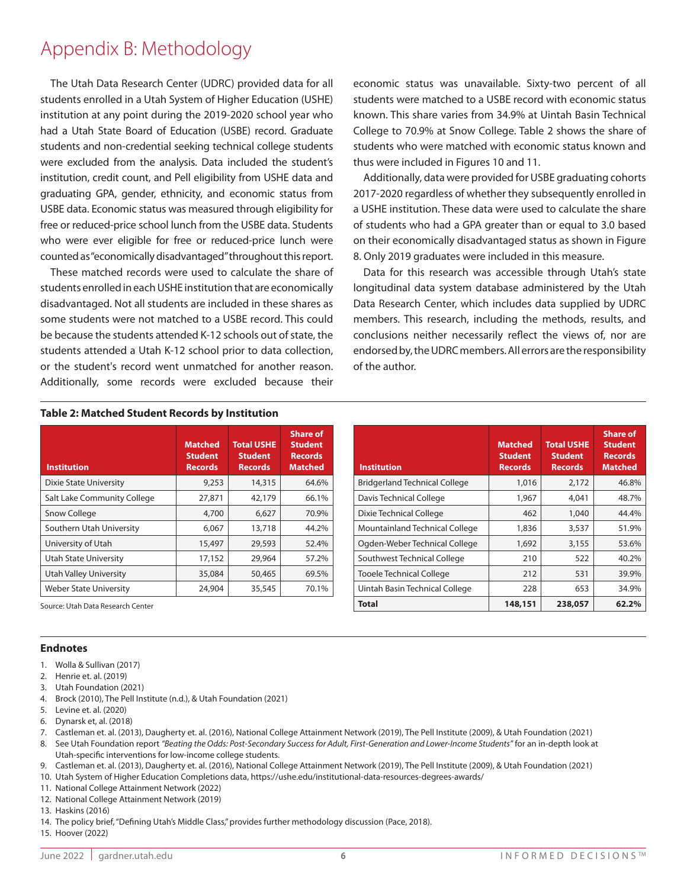# Appendix B: Methodology

The Utah Data Research Center (UDRC) provided data for all students enrolled in a Utah System of Higher Education (USHE) institution at any point during the 2019-2020 school year who had a Utah State Board of Education (USBE) record. Graduate students and non-credential seeking technical college students were excluded from the analysis. Data included the student's institution, credit count, and Pell eligibility from USHE data and graduating GPA, gender, ethnicity, and economic status from USBE data. Economic status was measured through eligibility for free or reduced-price school lunch from the USBE data. Students who were ever eligible for free or reduced-price lunch were counted as "economically disadvantaged" throughout this report.

These matched records were used to calculate the share of students enrolled in each USHE institution that are economically disadvantaged. Not all students are included in these shares as some students were not matched to a USBE record. This could be because the students attended K-12 schools out of state, the students attended a Utah K-12 school prior to data collection, or the student's record went unmatched for another reason. Additionally, some records were excluded because their economic status was unavailable. Sixty-two percent of all students were matched to a USBE record with economic status known. This share varies from 34.9% at Uintah Basin Technical College to 70.9% at Snow College. Table 2 shows the share of students who were matched with economic status known and thus were included in Figures 10 and 11.

Additionally, data were provided for USBE graduating cohorts 2017-2020 regardless of whether they subsequently enrolled in a USHE institution. These data were used to calculate the share of students who had a GPA greater than or equal to 3.0 based on their economically disadvantaged status as shown in Figure 8. Only 2019 graduates were included in this measure.

Data for this research was accessible through Utah's state longitudinal data system database administered by the Utah Data Research Center, which includes data supplied by UDRC members. This research, including the methods, results, and conclusions neither necessarily reflect the views of, nor are endorsed by, the UDRC members. All errors are the responsibility of the author.

**Table 2: Matched Student Records by Institution**

| Institution | Matched Student Records | Total USHE Student Records | Share of Student Records Matched |
|---|---|---|---|
| Dixie State University | 9,253 | 14,315 | 64.6% |
| Salt Lake Community College | 27,871 | 42,179 | 66.1% |
| Snow College | 4,700 | 6,627 | 70.9% |
| Southern Utah University | 6,067 | 13,718 | 44.2% |
| University of Utah | 15,497 | 29,593 | 52.4% |
| Utah State University | 17,152 | 29,964 | 57.2% |
| Utah Valley University | 35,084 | 50,465 | 69.5% |
| Weber State University | 24,904 | 35,545 | 70.1% |
| Bridgerland Technical College | 1,016 | 2,172 | 46.8% |
| Davis Technical College | 1,967 | 4,041 | 48.7% |
| Dixie Technical College | 462 | 1,040 | 44.4% |
| Mountainland Technical College | 1,836 | 3,537 | 51.9% |
| Ogden-Weber Technical College | 1,692 | 3,155 | 53.6% |
| Southwest Technical College | 210 | 522 | 40.2% |
| Tooele Technical College | 212 | 531 | 39.9% |
| Uintah Basin Technical College | 228 | 653 | 34.9% |
| **Total** | **148,151** | **238,057** | **62.2%** |

Source: Utah Data Research Center

## Endnotes

1. Wolla & Sullivan (2017)
2. Henrie et. al. (2019)
3. Utah Foundation (2021)
4. Brock (2010), The Pell Institute (n.d.), & Utah Foundation (2021)
5. Levine et. al. (2020)
6. Dynarsk et, al. (2018)
7. Castleman et. al. (2013), Daugherty et. al. (2016), National College Attainment Network (2019), The Pell Institute (2009), & Utah Foundation (2021)
8. See Utah Foundation report *"Beating the Odds: Post-Secondary Success for Adult, First-Generation and Lower-Income Students"* for an in-depth look at Utah-specific interventions for low-income college students.
9. Castleman et. al. (2013), Daugherty et. al. (2016), National College Attainment Network (2019), The Pell Institute (2009), & Utah Foundation (2021)
10. Utah System of Higher Education Completions data, https://ushe.edu/institutional-data-resources-degrees-awards/
11. National College Attainment Network (2022)
12. National College Attainment Network (2019)
13. Haskins (2016)
14. The policy brief, "Defining Utah's Middle Class," provides further methodology discussion (Pace, 2018).
15. Hoover (2022)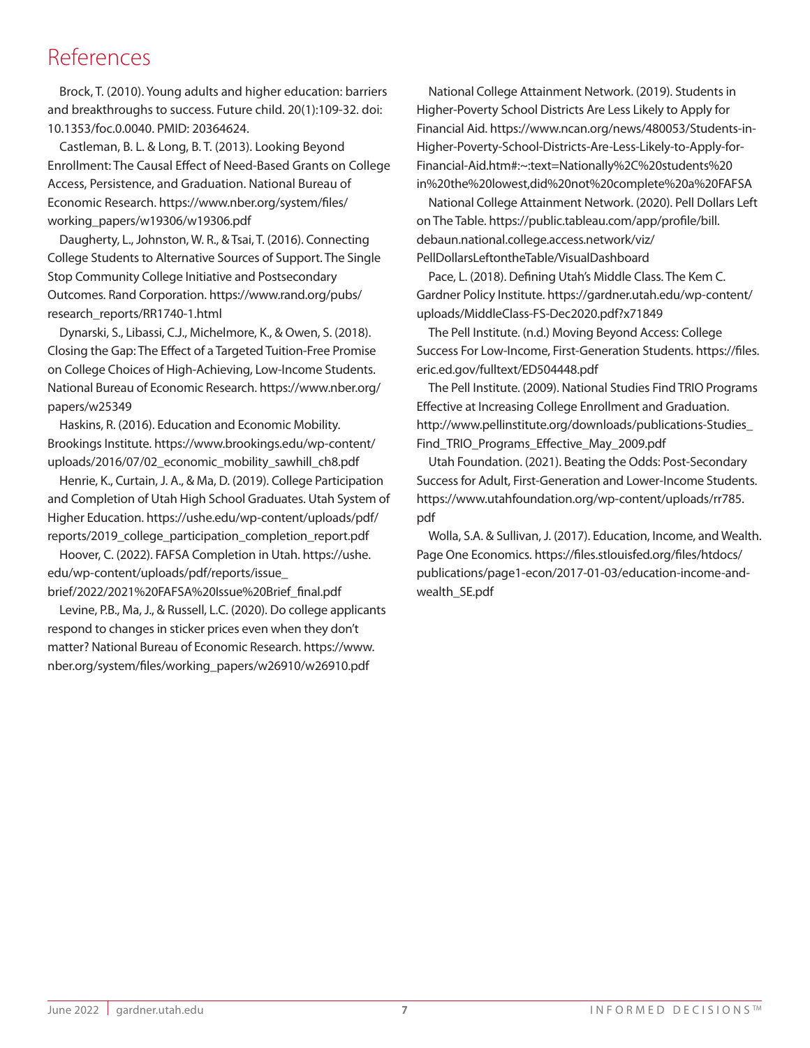# References

Brock, T. (2010). Young adults and higher education: barriers and breakthroughs to success. Future child. 20(1):109-32. doi: 10.1353/foc.0.0040. PMID: 20364624.

Castleman, B. L. & Long, B. T. (2013). Looking Beyond Enrollment: The Causal Effect of Need-Based Grants on College Access, Persistence, and Graduation. National Bureau of Economic Research. https://www.nber.org/system/files/working_papers/w19306/w19306.pdf

Daugherty, L., Johnston, W. R., & Tsai, T. (2016). Connecting College Students to Alternative Sources of Support. The Single Stop Community College Initiative and Postsecondary Outcomes. Rand Corporation. https://www.rand.org/pubs/research_reports/RR1740-1.html

Dynarski, S., Libassi, C.J., Michelmore, K., & Owen, S. (2018). Closing the Gap: The Effect of a Targeted Tuition-Free Promise on College Choices of High-Achieving, Low-Income Students. National Bureau of Economic Research. https://www.nber.org/papers/w25349

Haskins, R. (2016). Education and Economic Mobility. Brookings Institute. https://www.brookings.edu/wp-content/uploads/2016/07/02_economic_mobility_sawhill_ch8.pdf

Henrie, K., Curtain, J. A., & Ma, D. (2019). College Participation and Completion of Utah High School Graduates. Utah System of Higher Education. https://ushe.edu/wp-content/uploads/pdf/reports/2019_college_participation_completion_report.pdf

Hoover, C. (2022). FAFSA Completion in Utah. https://ushe.edu/wp-content/uploads/pdf/reports/issue_brief/2022/2021%20FAFSA%20Issue%20Brief_final.pdf

Levine, P.B., Ma, J., & Russell, L.C. (2020). Do college applicants respond to changes in sticker prices even when they don't matter? National Bureau of Economic Research. https://www.nber.org/system/files/working_papers/w26910/w26910.pdf

National College Attainment Network. (2019). Students in Higher-Poverty School Districts Are Less Likely to Apply for Financial Aid. https://www.ncan.org/news/480053/Students-in-Higher-Poverty-School-Districts-Are-Less-Likely-to-Apply-for-Financial-Aid.htm#:~:text=Nationally%2C%20students%20in%20the%20lowest,did%20not%20complete%20a%20FAFSA

National College Attainment Network. (2020). Pell Dollars Left on The Table. https://public.tableau.com/app/profile/bill.debaun.national.college.access.network/viz/PellDollarsLeftontheTable/VisualDashboard

Pace, L. (2018). Defining Utah's Middle Class. The Kem C. Gardner Policy Institute. https://gardner.utah.edu/wp-content/uploads/MiddleClass-FS-Dec2020.pdf?x71849

The Pell Institute. (n.d.) Moving Beyond Access: College Success For Low-Income, First-Generation Students. https://files.eric.ed.gov/fulltext/ED504448.pdf

The Pell Institute. (2009). National Studies Find TRIO Programs Effective at Increasing College Enrollment and Graduation. http://www.pellinstitute.org/downloads/publications-Studies_Find_TRIO_Programs_Effective_May_2009.pdf

Utah Foundation. (2021). Beating the Odds: Post-Secondary Success for Adult, First-Generation and Lower-Income Students. https://www.utahfoundation.org/wp-content/uploads/rr785.pdf

Wolla, S.A. & Sullivan, J. (2017). Education, Income, and Wealth. Page One Economics. https://files.stlouisfed.org/files/htdocs/publications/page1-econ/2017-01-03/education-income-and-wealth_SE.pdf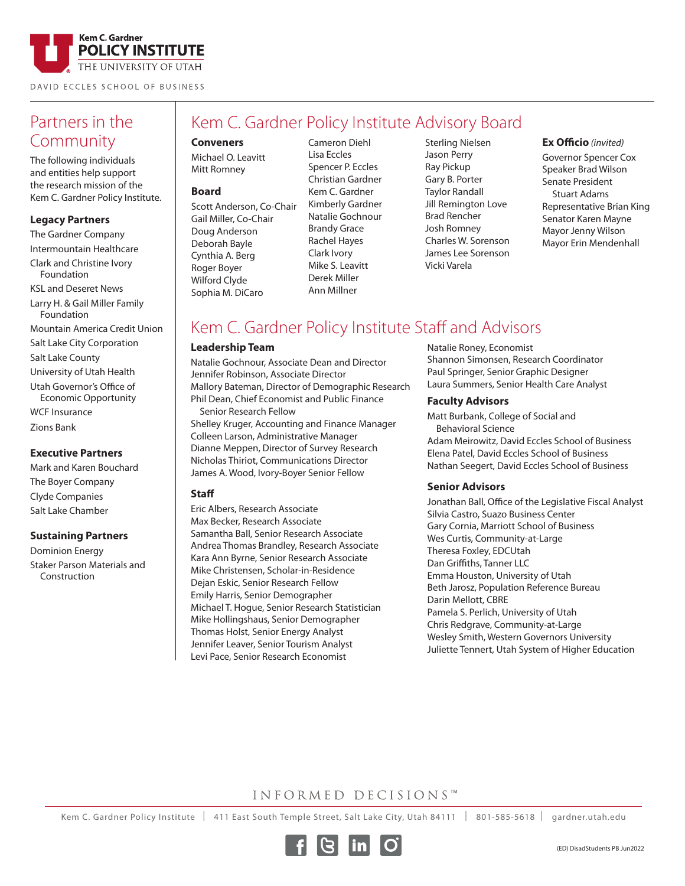Kem C. Gardner POLICY INSTITUTE THE UNIVERSITY OF UTAH

DAVID ECCLES SCHOOL OF BUSINESS

## Partners in the Community

The following individuals and entities help support the research mission of the Kem C. Gardner Policy Institute.

### Legacy Partners

The Gardner Company
Intermountain Healthcare
Clark and Christine Ivory Foundation
KSL and Deseret News
Larry H. & Gail Miller Family Foundation
Mountain America Credit Union
Salt Lake City Corporation
Salt Lake County
University of Utah Health
Utah Governor's Office of Economic Opportunity
WCF Insurance
Zions Bank

### Executive Partners

Mark and Karen Bouchard
The Boyer Company
Clyde Companies
Salt Lake Chamber

### Sustaining Partners

Dominion Energy
Staker Parson Materials and Construction

## Kem C. Gardner Policy Institute Advisory Board

### Conveners

Michael O. Leavitt
Mitt Romney

### Board

Scott Anderson, Co-Chair
Gail Miller, Co-Chair
Doug Anderson
Deborah Bayle
Cynthia A. Berg
Roger Boyer
Wilford Clyde
Sophia M. DiCaro
Cameron Diehl
Lisa Eccles
Spencer P. Eccles
Christian Gardner
Kem C. Gardner
Kimberly Gardner
Natalie Gochnour
Brandy Grace
Rachel Hayes
Clark Ivory
Mike S. Leavitt
Derek Miller
Ann Millner
Sterling Nielsen
Jason Perry
Ray Pickup
Gary B. Porter
Taylor Randall
Jill Remington Love
Brad Rencher
Josh Romney
Charles W. Sorenson
James Lee Sorenson
Vicki Varela

### Ex Officio *(invited)*

Governor Spencer Cox
Speaker Brad Wilson
Senate President Stuart Adams
Representative Brian King
Senator Karen Mayne
Mayor Jenny Wilson
Mayor Erin Mendenhall

## Kem C. Gardner Policy Institute Staff and Advisors

### Leadership Team

Natalie Gochnour, Associate Dean and Director
Jennifer Robinson, Associate Director
Mallory Bateman, Director of Demographic Research
Phil Dean, Chief Economist and Public Finance Senior Research Fellow
Shelley Kruger, Accounting and Finance Manager
Colleen Larson, Administrative Manager
Dianne Meppen, Director of Survey Research
Nicholas Thiriot, Communications Director
James A. Wood, Ivory-Boyer Senior Fellow

### Staff

Eric Albers, Research Associate
Max Becker, Research Associate
Samantha Ball, Senior Research Associate
Andrea Thomas Brandley, Research Associate
Kara Ann Byrne, Senior Research Associate
Mike Christensen, Scholar-in-Residence
Dejan Eskic, Senior Research Fellow
Emily Harris, Senior Demographer
Michael T. Hogue, Senior Research Statistician
Mike Hollingshaus, Senior Demographer
Thomas Holst, Senior Energy Analyst
Jennifer Leaver, Senior Tourism Analyst
Levi Pace, Senior Research Economist
Natalie Roney, Economist
Shannon Simonsen, Research Coordinator
Paul Springer, Senior Graphic Designer
Laura Summers, Senior Health Care Analyst

### Faculty Advisors

Matt Burbank, College of Social and Behavioral Science
Adam Meirowitz, David Eccles School of Business
Elena Patel, David Eccles School of Business
Nathan Seegert, David Eccles School of Business

### Senior Advisors

Jonathan Ball, Office of the Legislative Fiscal Analyst
Silvia Castro, Suazo Business Center
Gary Cornia, Marriott School of Business
Wes Curtis, Community-at-Large
Theresa Foxley, EDCUtah
Dan Griffiths, Tanner LLC
Emma Houston, University of Utah
Beth Jarosz, Population Reference Bureau
Darin Mellott, CBRE
Pamela S. Perlich, University of Utah
Chris Redgrave, Community-at-Large
Wesley Smith, Western Governors University
Juliette Tennert, Utah System of Higher Education

INFORMED DECISIONS™

Kem C. Gardner Policy Institute | 411 East South Temple Street, Salt Lake City, Utah 84111 | 801-585-5618 | gardner.utah.edu

(ED) DisadStudents PB Jun2022